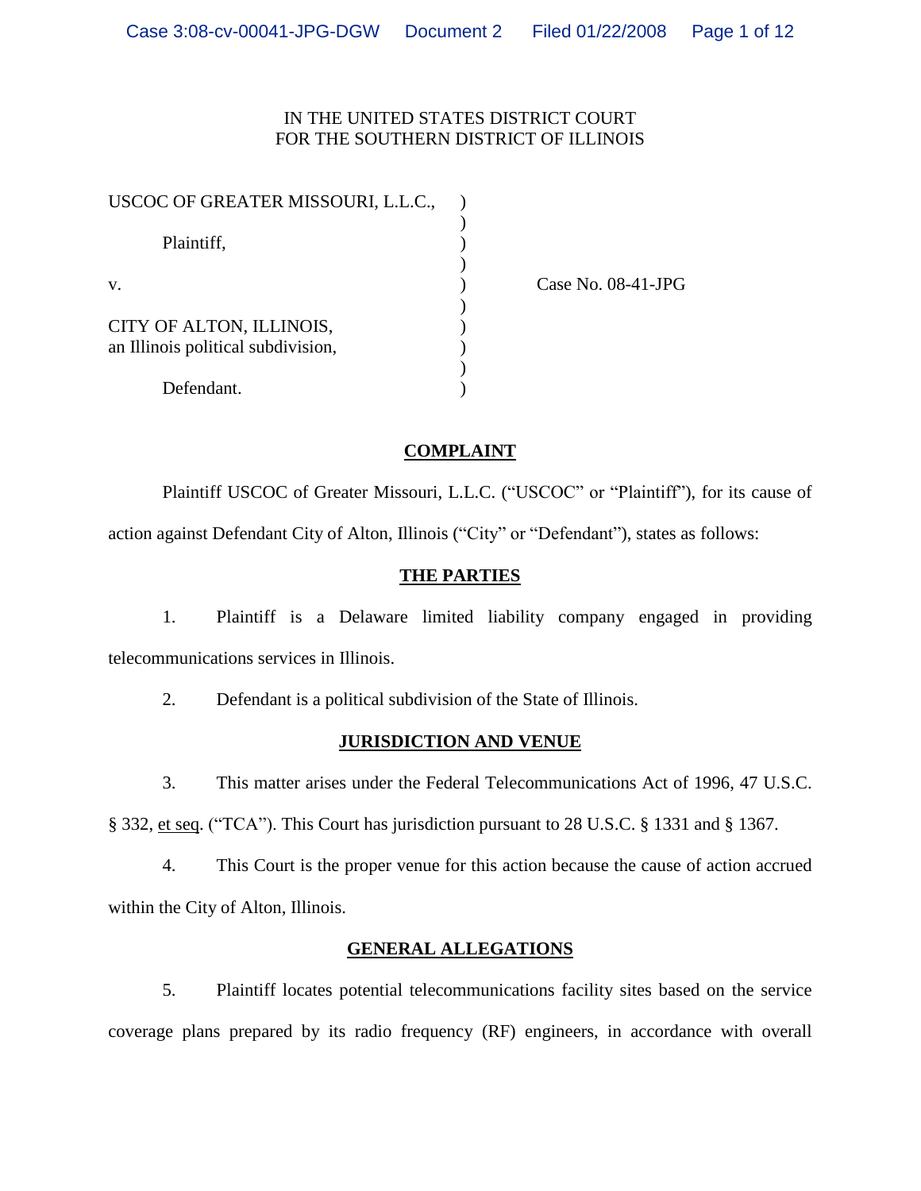IN THE UNITED STATES DISTRICT COURT
FOR THE SOUTHERN DISTRICT OF ILLINOIS

USCOC OF GREATER MISSOURI, L.L.C.,

Plaintiff,

v.

CITY OF ALTON, ILLINOIS,
an Illinois political subdivision,

Defendant.

Case No. 08-41-JPG

## COMPLAINT

Plaintiff USCOC of Greater Missouri, L.L.C. ("USCOC" or "Plaintiff"), for its cause of action against Defendant City of Alton, Illinois ("City" or "Defendant"), states as follows:

## THE PARTIES

1. Plaintiff is a Delaware limited liability company engaged in providing telecommunications services in Illinois.

2. Defendant is a political subdivision of the State of Illinois.

## JURISDICTION AND VENUE

3. This matter arises under the Federal Telecommunications Act of 1996, 47 U.S.C. § 332, et seq. ("TCA"). This Court has jurisdiction pursuant to 28 U.S.C. § 1331 and § 1367.

4. This Court is the proper venue for this action because the cause of action accrued within the City of Alton, Illinois.

## GENERAL ALLEGATIONS

5. Plaintiff locates potential telecommunications facility sites based on the service coverage plans prepared by its radio frequency (RF) engineers, in accordance with overall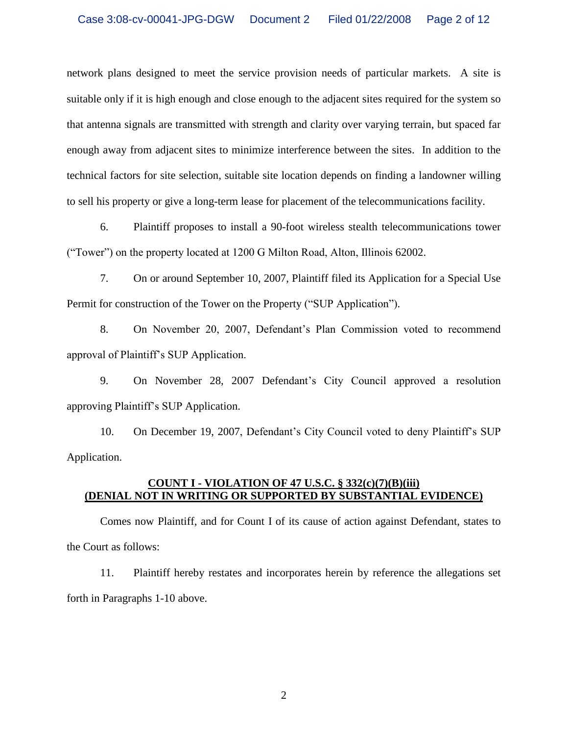network plans designed to meet the service provision needs of particular markets. A site is suitable only if it is high enough and close enough to the adjacent sites required for the system so that antenna signals are transmitted with strength and clarity over varying terrain, but spaced far enough away from adjacent sites to minimize interference between the sites. In addition to the technical factors for site selection, suitable site location depends on finding a landowner willing to sell his property or give a long-term lease for placement of the telecommunications facility.

6. Plaintiff proposes to install a 90-foot wireless stealth telecommunications tower ("Tower") on the property located at 1200 G Milton Road, Alton, Illinois 62002.

7. On or around September 10, 2007, Plaintiff filed its Application for a Special Use Permit for construction of the Tower on the Property ("SUP Application").

8. On November 20, 2007, Defendant's Plan Commission voted to recommend approval of Plaintiff's SUP Application.

9. On November 28, 2007 Defendant's City Council approved a resolution approving Plaintiff's SUP Application.

10. On December 19, 2007, Defendant's City Council voted to deny Plaintiff's SUP Application.

**<u>COUNT I - VIOLATION OF 47 U.S.C. § 332(c)(7)(B)(iii)</u>**
**<u>(DENIAL NOT IN WRITING OR SUPPORTED BY SUBSTANTIAL EVIDENCE)</u>**

Comes now Plaintiff, and for Count I of its cause of action against Defendant, states to the Court as follows:

11. Plaintiff hereby restates and incorporates herein by reference the allegations set forth in Paragraphs 1-10 above.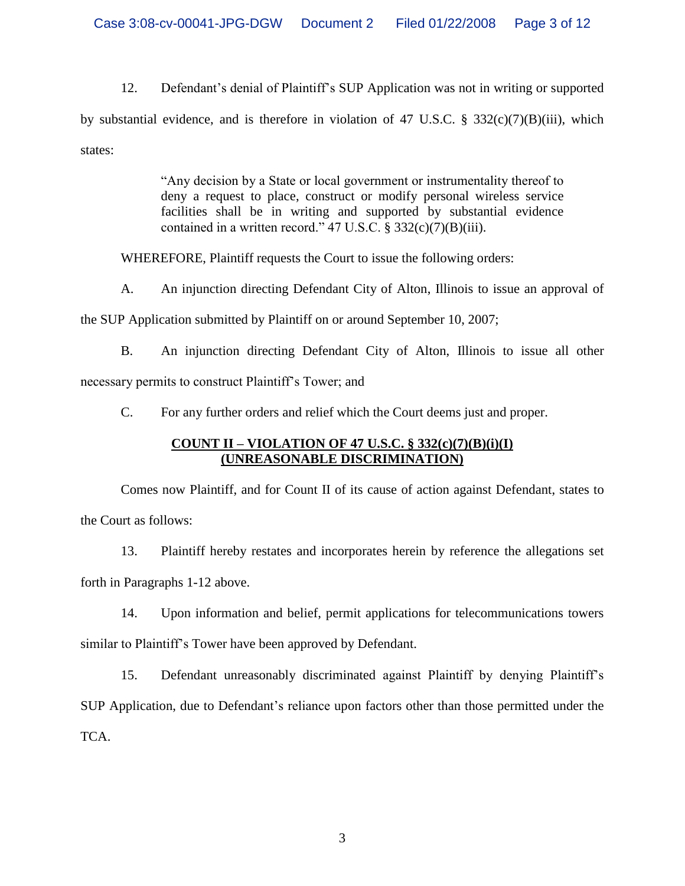12. Defendant's denial of Plaintiff's SUP Application was not in writing or supported by substantial evidence, and is therefore in violation of 47 U.S.C. § 332(c)(7)(B)(iii), which states:

> "Any decision by a State or local government or instrumentality thereof to deny a request to place, construct or modify personal wireless service facilities shall be in writing and supported by substantial evidence contained in a written record." 47 U.S.C. § 332(c)(7)(B)(iii).

WHEREFORE, Plaintiff requests the Court to issue the following orders:

A. An injunction directing Defendant City of Alton, Illinois to issue an approval of the SUP Application submitted by Plaintiff on or around September 10, 2007;

B. An injunction directing Defendant City of Alton, Illinois to issue all other necessary permits to construct Plaintiff's Tower; and

C. For any further orders and relief which the Court deems just and proper.

**COUNT II – VIOLATION OF 47 U.S.C. § 332(c)(7)(B)(i)(I)**
**(UNREASONABLE DISCRIMINATION)**

Comes now Plaintiff, and for Count II of its cause of action against Defendant, states to the Court as follows:

13. Plaintiff hereby restates and incorporates herein by reference the allegations set forth in Paragraphs 1-12 above.

14. Upon information and belief, permit applications for telecommunications towers similar to Plaintiff's Tower have been approved by Defendant.

15. Defendant unreasonably discriminated against Plaintiff by denying Plaintiff's SUP Application, due to Defendant's reliance upon factors other than those permitted under the TCA.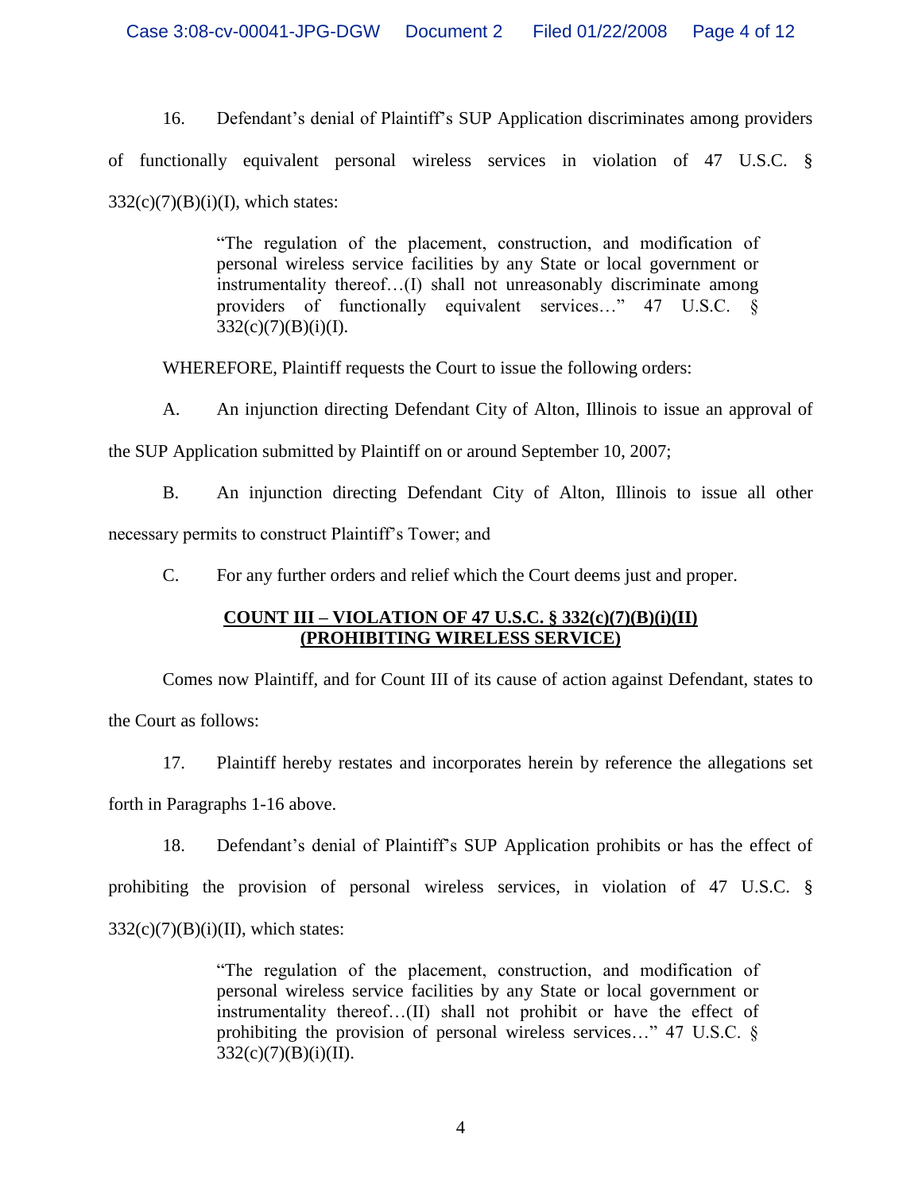16. Defendant's denial of Plaintiff's SUP Application discriminates among providers of functionally equivalent personal wireless services in violation of 47 U.S.C. § 332(c)(7)(B)(i)(I), which states:

> "The regulation of the placement, construction, and modification of personal wireless service facilities by any State or local government or instrumentality thereof…(I) shall not unreasonably discriminate among providers of functionally equivalent services…" 47 U.S.C. § 332(c)(7)(B)(i)(I).

WHEREFORE, Plaintiff requests the Court to issue the following orders:

A. An injunction directing Defendant City of Alton, Illinois to issue an approval of the SUP Application submitted by Plaintiff on or around September 10, 2007;

B. An injunction directing Defendant City of Alton, Illinois to issue all other necessary permits to construct Plaintiff's Tower; and

C. For any further orders and relief which the Court deems just and proper.

**COUNT III – VIOLATION OF 47 U.S.C. § 332(c)(7)(B)(i)(II)**
**(PROHIBITING WIRELESS SERVICE)**

Comes now Plaintiff, and for Count III of its cause of action against Defendant, states to the Court as follows:

17. Plaintiff hereby restates and incorporates herein by reference the allegations set forth in Paragraphs 1-16 above.

18. Defendant's denial of Plaintiff's SUP Application prohibits or has the effect of prohibiting the provision of personal wireless services, in violation of 47 U.S.C. § 332(c)(7)(B)(i)(II), which states:

> "The regulation of the placement, construction, and modification of personal wireless service facilities by any State or local government or instrumentality thereof…(II) shall not prohibit or have the effect of prohibiting the provision of personal wireless services…" 47 U.S.C. § 332(c)(7)(B)(i)(II).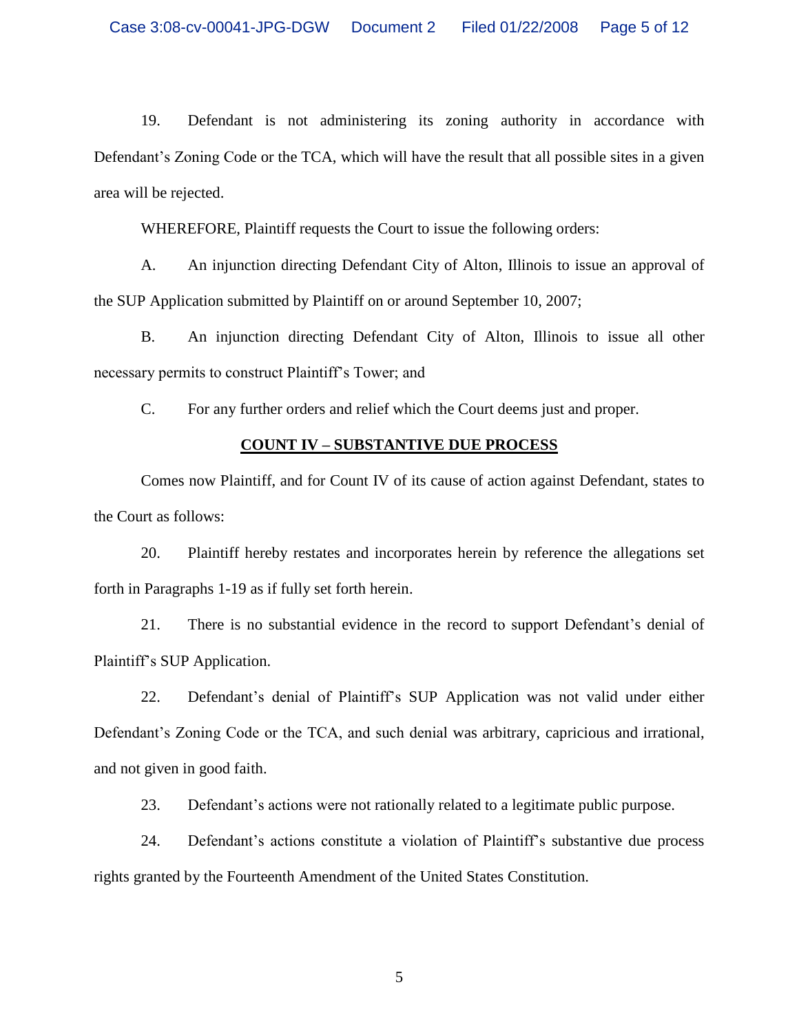19. Defendant is not administering its zoning authority in accordance with Defendant's Zoning Code or the TCA, which will have the result that all possible sites in a given area will be rejected.

WHEREFORE, Plaintiff requests the Court to issue the following orders:

A. An injunction directing Defendant City of Alton, Illinois to issue an approval of the SUP Application submitted by Plaintiff on or around September 10, 2007;

B. An injunction directing Defendant City of Alton, Illinois to issue all other necessary permits to construct Plaintiff's Tower; and

C. For any further orders and relief which the Court deems just and proper.

## COUNT IV – SUBSTANTIVE DUE PROCESS

Comes now Plaintiff, and for Count IV of its cause of action against Defendant, states to the Court as follows:

20. Plaintiff hereby restates and incorporates herein by reference the allegations set forth in Paragraphs 1-19 as if fully set forth herein.

21. There is no substantial evidence in the record to support Defendant's denial of Plaintiff's SUP Application.

22. Defendant's denial of Plaintiff's SUP Application was not valid under either Defendant's Zoning Code or the TCA, and such denial was arbitrary, capricious and irrational, and not given in good faith.

23. Defendant's actions were not rationally related to a legitimate public purpose.

24. Defendant's actions constitute a violation of Plaintiff's substantive due process rights granted by the Fourteenth Amendment of the United States Constitution.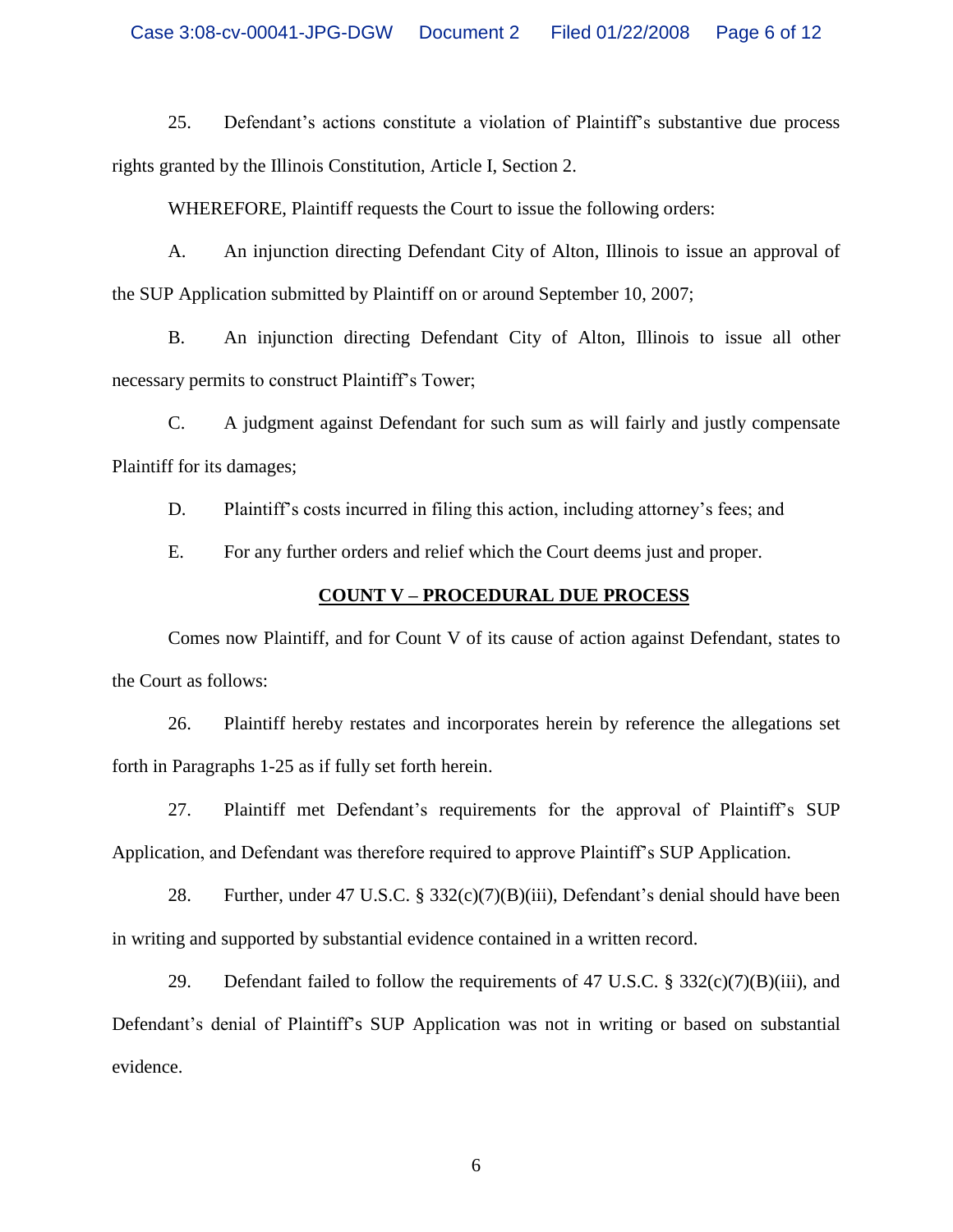25. Defendant's actions constitute a violation of Plaintiff's substantive due process rights granted by the Illinois Constitution, Article I, Section 2.

WHEREFORE, Plaintiff requests the Court to issue the following orders:

A. An injunction directing Defendant City of Alton, Illinois to issue an approval of the SUP Application submitted by Plaintiff on or around September 10, 2007;

B. An injunction directing Defendant City of Alton, Illinois to issue all other necessary permits to construct Plaintiff's Tower;

C. A judgment against Defendant for such sum as will fairly and justly compensate Plaintiff for its damages;

D. Plaintiff's costs incurred in filing this action, including attorney's fees; and

E. For any further orders and relief which the Court deems just and proper.

## COUNT V – PROCEDURAL DUE PROCESS

Comes now Plaintiff, and for Count V of its cause of action against Defendant, states to the Court as follows:

26. Plaintiff hereby restates and incorporates herein by reference the allegations set forth in Paragraphs 1-25 as if fully set forth herein.

27. Plaintiff met Defendant's requirements for the approval of Plaintiff's SUP Application, and Defendant was therefore required to approve Plaintiff's SUP Application.

28. Further, under 47 U.S.C. § 332(c)(7)(B)(iii), Defendant's denial should have been in writing and supported by substantial evidence contained in a written record.

29. Defendant failed to follow the requirements of 47 U.S.C. § 332(c)(7)(B)(iii), and Defendant's denial of Plaintiff's SUP Application was not in writing or based on substantial evidence.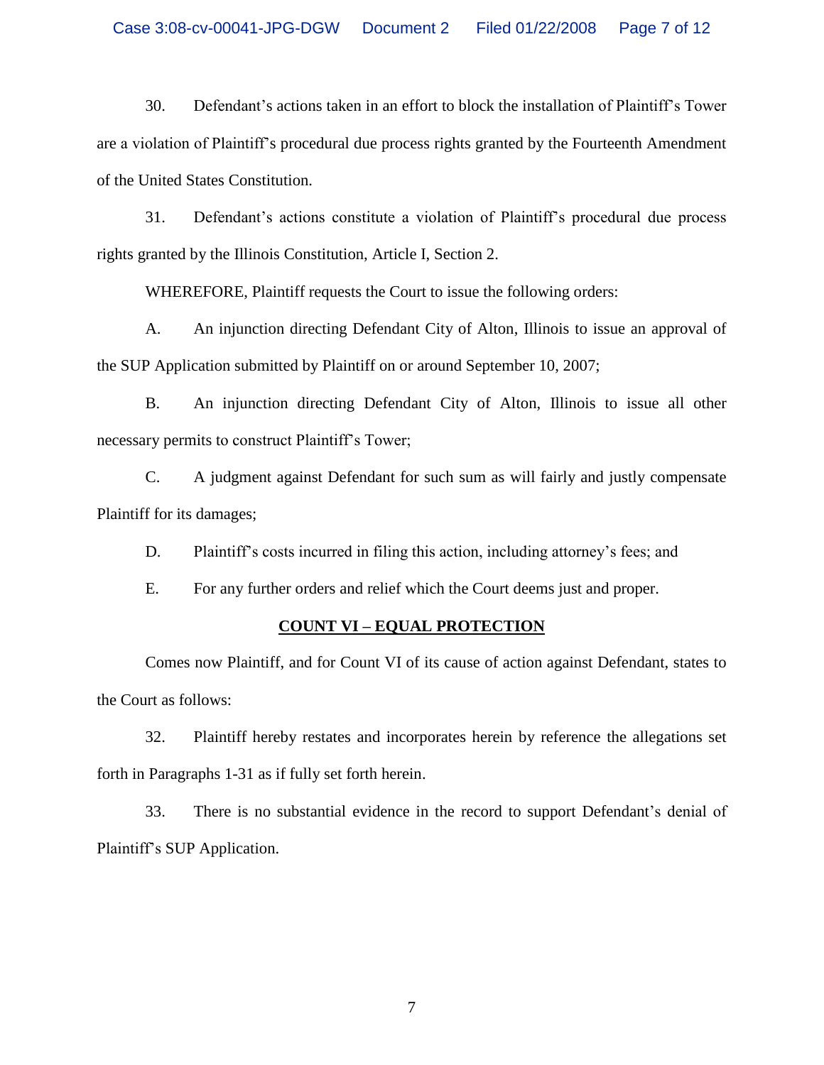30. Defendant's actions taken in an effort to block the installation of Plaintiff's Tower are a violation of Plaintiff's procedural due process rights granted by the Fourteenth Amendment of the United States Constitution.

31. Defendant's actions constitute a violation of Plaintiff's procedural due process rights granted by the Illinois Constitution, Article I, Section 2.

WHEREFORE, Plaintiff requests the Court to issue the following orders:

A. An injunction directing Defendant City of Alton, Illinois to issue an approval of the SUP Application submitted by Plaintiff on or around September 10, 2007;

B. An injunction directing Defendant City of Alton, Illinois to issue all other necessary permits to construct Plaintiff's Tower;

C. A judgment against Defendant for such sum as will fairly and justly compensate Plaintiff for its damages;

D. Plaintiff's costs incurred in filing this action, including attorney's fees; and

E. For any further orders and relief which the Court deems just and proper.

**<u>COUNT VI – EQUAL PROTECTION</u>**

Comes now Plaintiff, and for Count VI of its cause of action against Defendant, states to the Court as follows:

32. Plaintiff hereby restates and incorporates herein by reference the allegations set forth in Paragraphs 1-31 as if fully set forth herein.

33. There is no substantial evidence in the record to support Defendant's denial of Plaintiff's SUP Application.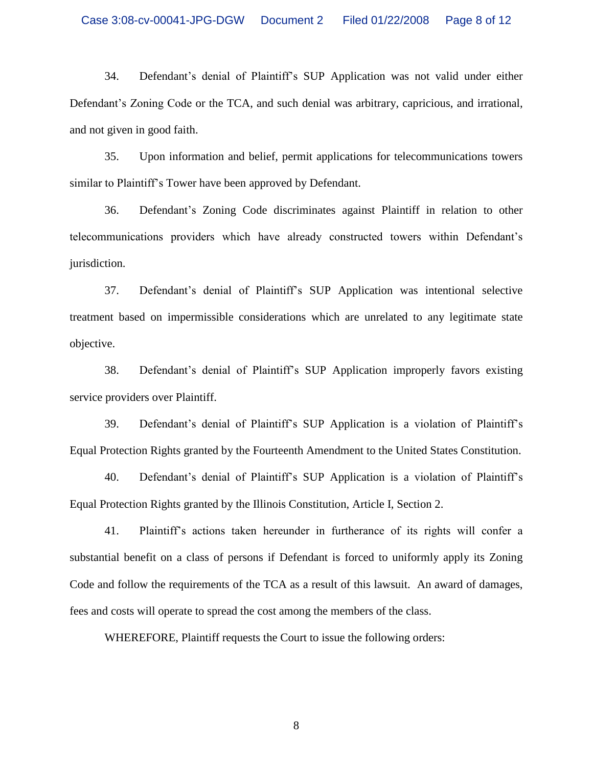34. Defendant's denial of Plaintiff's SUP Application was not valid under either Defendant's Zoning Code or the TCA, and such denial was arbitrary, capricious, and irrational, and not given in good faith.

35. Upon information and belief, permit applications for telecommunications towers similar to Plaintiff's Tower have been approved by Defendant.

36. Defendant's Zoning Code discriminates against Plaintiff in relation to other telecommunications providers which have already constructed towers within Defendant's jurisdiction.

37. Defendant's denial of Plaintiff's SUP Application was intentional selective treatment based on impermissible considerations which are unrelated to any legitimate state objective.

38. Defendant's denial of Plaintiff's SUP Application improperly favors existing service providers over Plaintiff.

39. Defendant's denial of Plaintiff's SUP Application is a violation of Plaintiff's Equal Protection Rights granted by the Fourteenth Amendment to the United States Constitution.

40. Defendant's denial of Plaintiff's SUP Application is a violation of Plaintiff's Equal Protection Rights granted by the Illinois Constitution, Article I, Section 2.

41. Plaintiff's actions taken hereunder in furtherance of its rights will confer a substantial benefit on a class of persons if Defendant is forced to uniformly apply its Zoning Code and follow the requirements of the TCA as a result of this lawsuit. An award of damages, fees and costs will operate to spread the cost among the members of the class.

WHEREFORE, Plaintiff requests the Court to issue the following orders: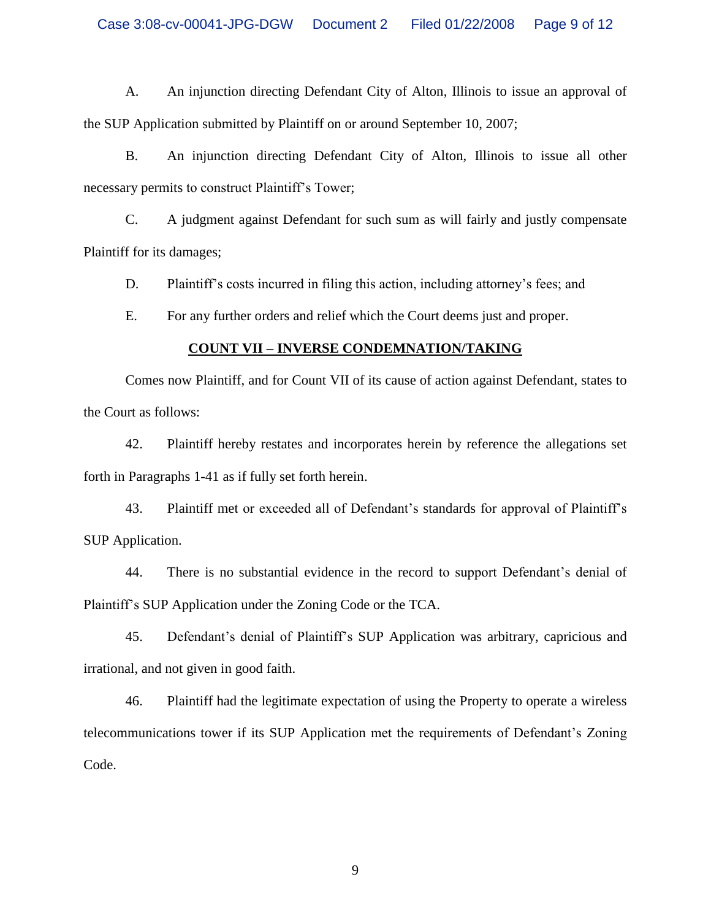A. An injunction directing Defendant City of Alton, Illinois to issue an approval of the SUP Application submitted by Plaintiff on or around September 10, 2007;

B. An injunction directing Defendant City of Alton, Illinois to issue all other necessary permits to construct Plaintiff's Tower;

C. A judgment against Defendant for such sum as will fairly and justly compensate Plaintiff for its damages;

D. Plaintiff's costs incurred in filing this action, including attorney's fees; and

E. For any further orders and relief which the Court deems just and proper.

**COUNT VII – INVERSE CONDEMNATION/TAKING**

Comes now Plaintiff, and for Count VII of its cause of action against Defendant, states to the Court as follows:

42. Plaintiff hereby restates and incorporates herein by reference the allegations set forth in Paragraphs 1-41 as if fully set forth herein.

43. Plaintiff met or exceeded all of Defendant's standards for approval of Plaintiff's SUP Application.

44. There is no substantial evidence in the record to support Defendant's denial of Plaintiff's SUP Application under the Zoning Code or the TCA.

45. Defendant's denial of Plaintiff's SUP Application was arbitrary, capricious and irrational, and not given in good faith.

46. Plaintiff had the legitimate expectation of using the Property to operate a wireless telecommunications tower if its SUP Application met the requirements of Defendant's Zoning Code.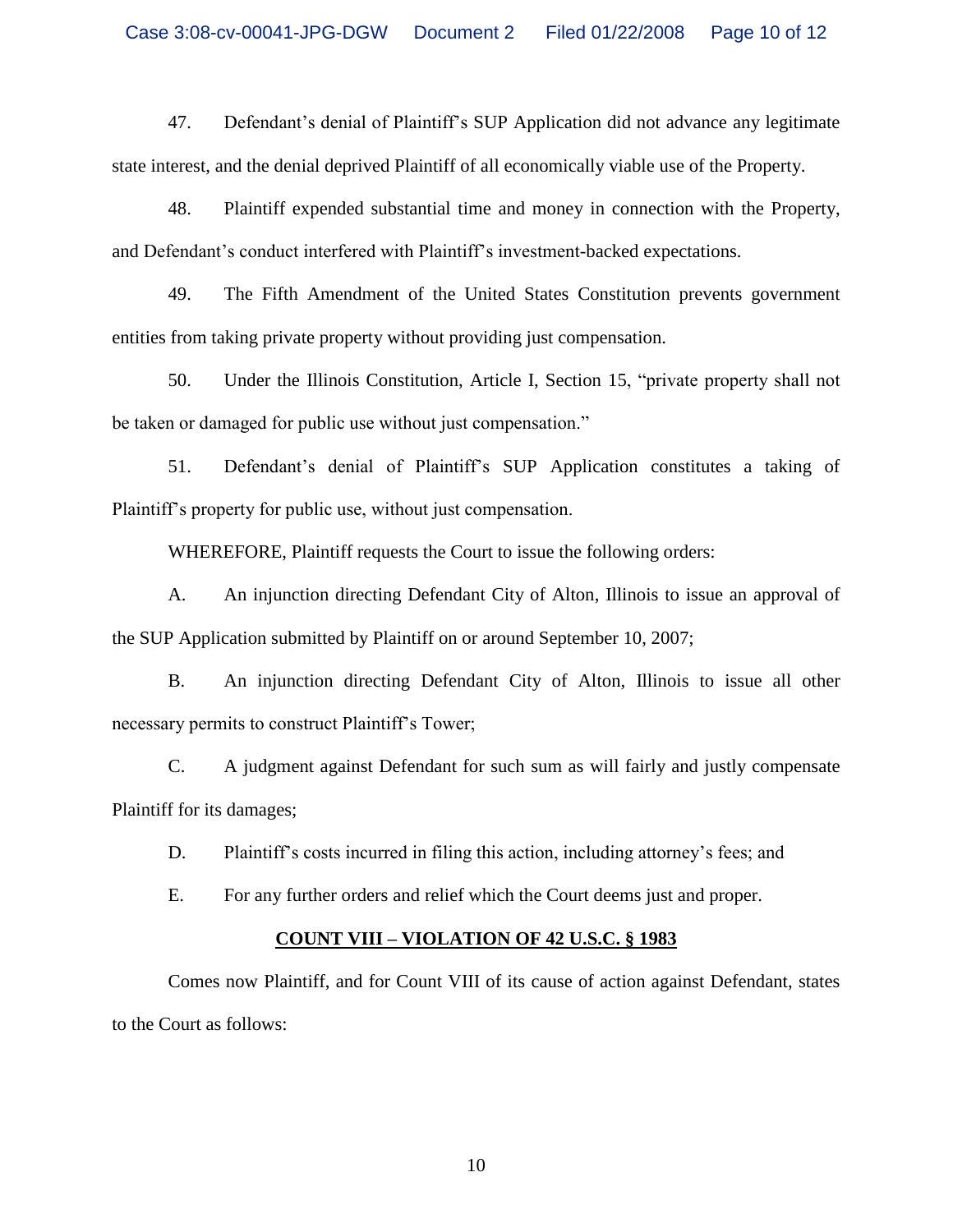47. Defendant's denial of Plaintiff's SUP Application did not advance any legitimate state interest, and the denial deprived Plaintiff of all economically viable use of the Property.

48. Plaintiff expended substantial time and money in connection with the Property, and Defendant's conduct interfered with Plaintiff's investment-backed expectations.

49. The Fifth Amendment of the United States Constitution prevents government entities from taking private property without providing just compensation.

50. Under the Illinois Constitution, Article I, Section 15, "private property shall not be taken or damaged for public use without just compensation."

51. Defendant's denial of Plaintiff's SUP Application constitutes a taking of Plaintiff's property for public use, without just compensation.

WHEREFORE, Plaintiff requests the Court to issue the following orders:

A. An injunction directing Defendant City of Alton, Illinois to issue an approval of the SUP Application submitted by Plaintiff on or around September 10, 2007;

B. An injunction directing Defendant City of Alton, Illinois to issue all other necessary permits to construct Plaintiff's Tower;

C. A judgment against Defendant for such sum as will fairly and justly compensate Plaintiff for its damages;

D. Plaintiff's costs incurred in filing this action, including attorney's fees; and

E. For any further orders and relief which the Court deems just and proper.

**COUNT VIII – VIOLATION OF 42 U.S.C. § 1983**

Comes now Plaintiff, and for Count VIII of its cause of action against Defendant, states to the Court as follows: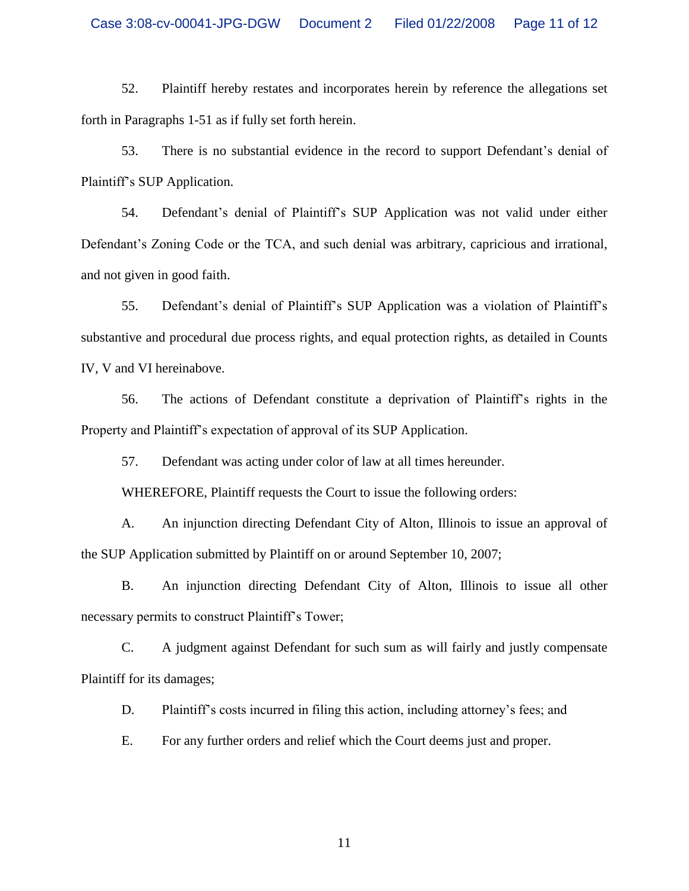52. Plaintiff hereby restates and incorporates herein by reference the allegations set forth in Paragraphs 1-51 as if fully set forth herein.

53. There is no substantial evidence in the record to support Defendant's denial of Plaintiff's SUP Application.

54. Defendant's denial of Plaintiff's SUP Application was not valid under either Defendant's Zoning Code or the TCA, and such denial was arbitrary, capricious and irrational, and not given in good faith.

55. Defendant's denial of Plaintiff's SUP Application was a violation of Plaintiff's substantive and procedural due process rights, and equal protection rights, as detailed in Counts IV, V and VI hereinabove.

56. The actions of Defendant constitute a deprivation of Plaintiff's rights in the Property and Plaintiff's expectation of approval of its SUP Application.

57. Defendant was acting under color of law at all times hereunder.

WHEREFORE, Plaintiff requests the Court to issue the following orders:

A. An injunction directing Defendant City of Alton, Illinois to issue an approval of the SUP Application submitted by Plaintiff on or around September 10, 2007;

B. An injunction directing Defendant City of Alton, Illinois to issue all other necessary permits to construct Plaintiff's Tower;

C. A judgment against Defendant for such sum as will fairly and justly compensate Plaintiff for its damages;

D. Plaintiff's costs incurred in filing this action, including attorney's fees; and

E. For any further orders and relief which the Court deems just and proper.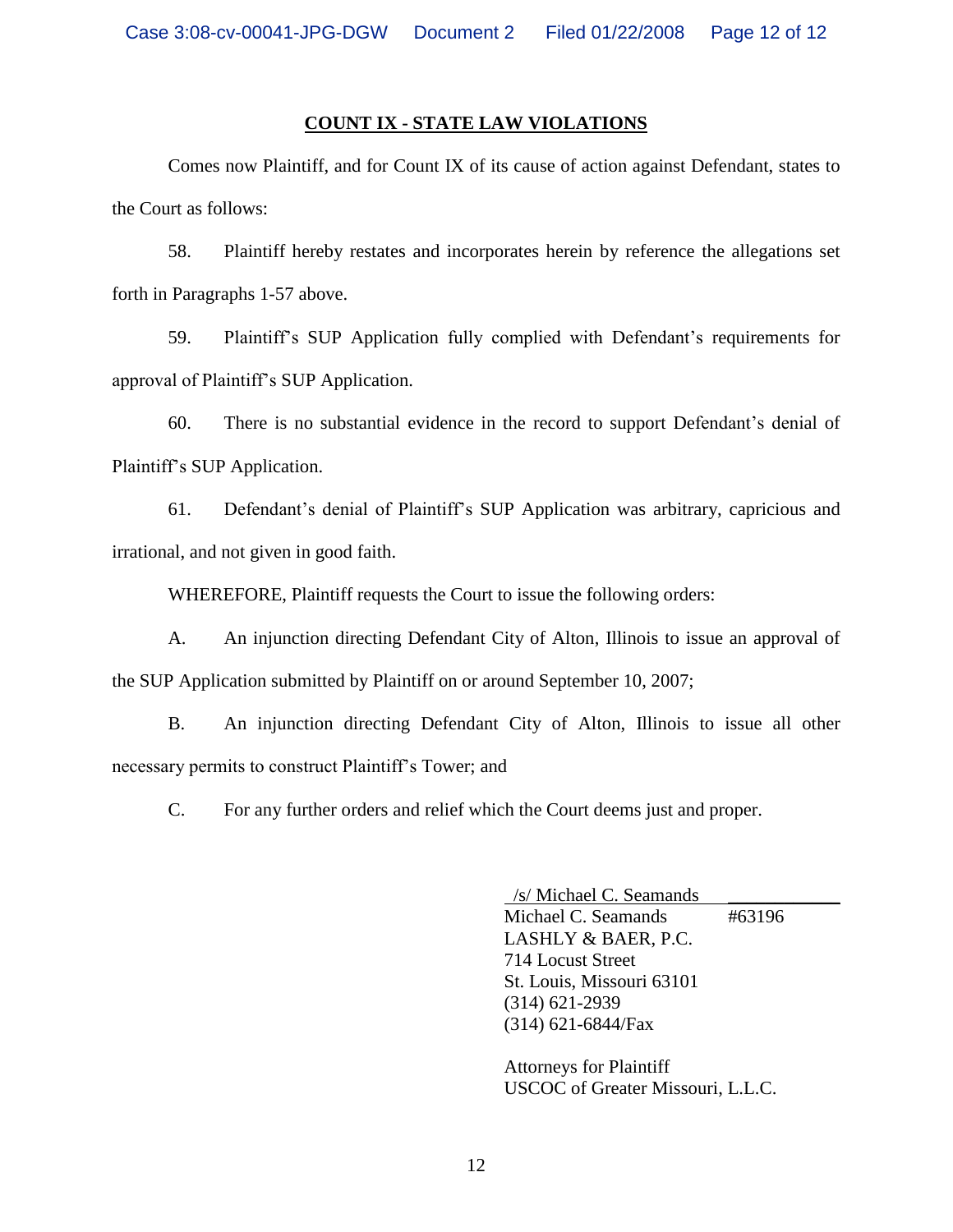## COUNT IX - STATE LAW VIOLATIONS

Comes now Plaintiff, and for Count IX of its cause of action against Defendant, states to the Court as follows:

58. Plaintiff hereby restates and incorporates herein by reference the allegations set forth in Paragraphs 1-57 above.

59. Plaintiff's SUP Application fully complied with Defendant's requirements for approval of Plaintiff's SUP Application.

60. There is no substantial evidence in the record to support Defendant's denial of Plaintiff's SUP Application.

61. Defendant's denial of Plaintiff's SUP Application was arbitrary, capricious and irrational, and not given in good faith.

WHEREFORE, Plaintiff requests the Court to issue the following orders:

A. An injunction directing Defendant City of Alton, Illinois to issue an approval of the SUP Application submitted by Plaintiff on or around September 10, 2007;

B. An injunction directing Defendant City of Alton, Illinois to issue all other necessary permits to construct Plaintiff's Tower; and

C. For any further orders and relief which the Court deems just and proper.

/s/ Michael C. Seamands
Michael C. Seamands #63196
LASHLY & BAER, P.C.
714 Locust Street
St. Louis, Missouri 63101
(314) 621-2939
(314) 621-6844/Fax

Attorneys for Plaintiff
USCOC of Greater Missouri, L.L.C.